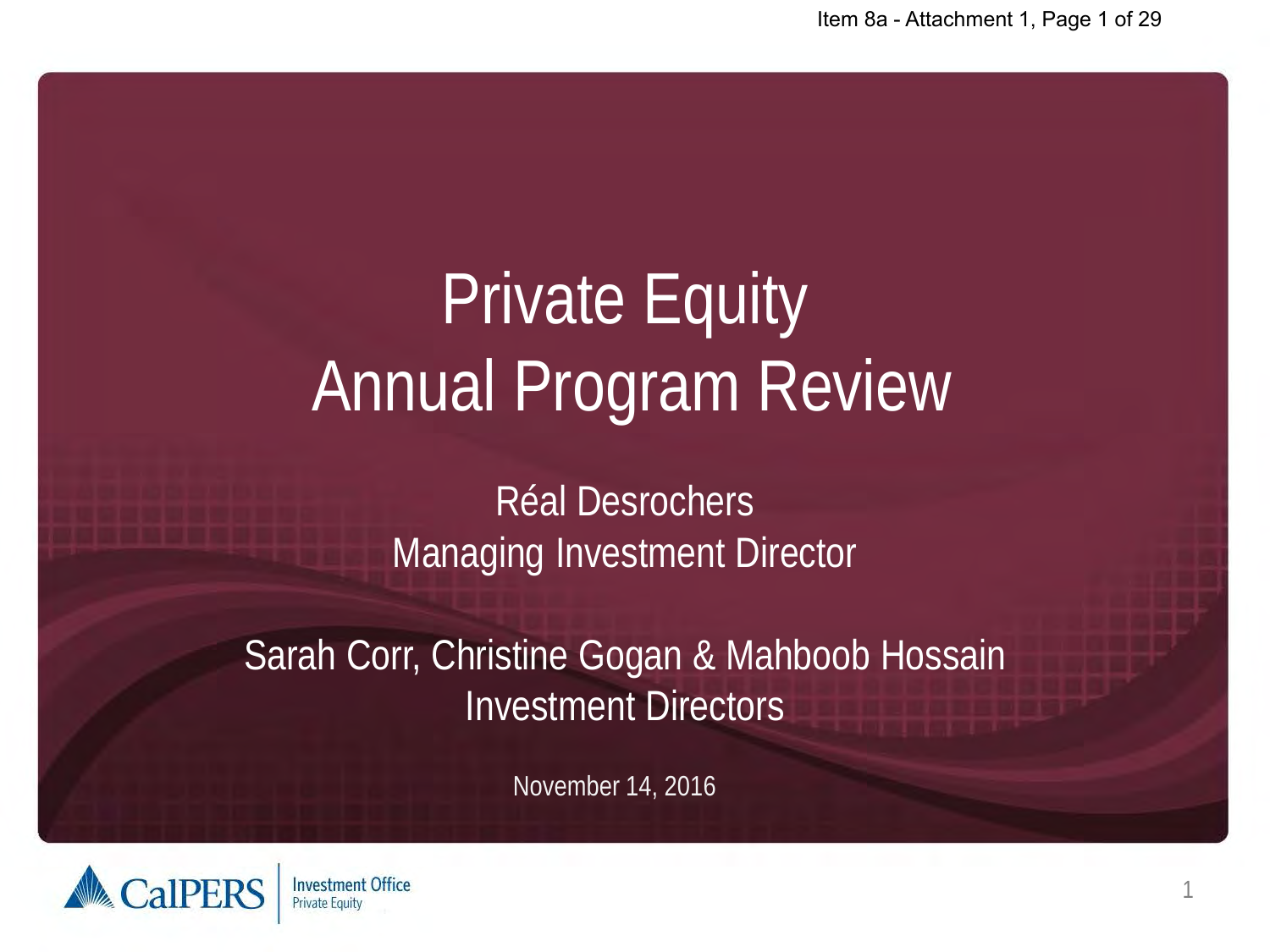# Private Equity Annual Program Review

Réal Desrochers
Managing Investment Director

Sarah Corr, Christine Gogan & Mahboob Hossain
Investment Directors

November 14, 2016

CalPERS | Investment Office
Private Equity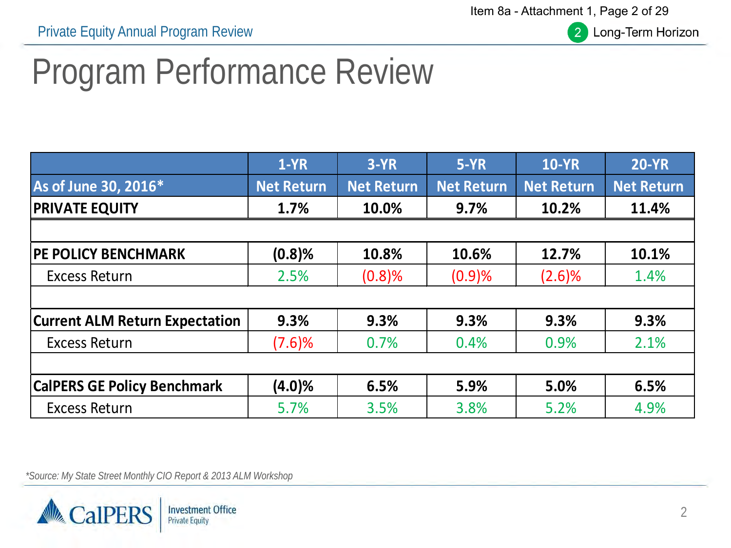# Program Performance Review

| As of June 30, 2016* | 1-YR Net Return | 3-YR Net Return | 5-YR Net Return | 10-YR Net Return | 20-YR Net Return |
|---|---|---|---|---|---|
| **PRIVATE EQUITY** | **1.7%** | **10.0%** | **9.7%** | **10.2%** | **11.4%** |
| | | | | | |
| **PE POLICY BENCHMARK** | **(0.8)%** | **10.8%** | **10.6%** | **12.7%** | **10.1%** |
| Excess Return | 2.5% | (0.8)% | (0.9)% | (2.6)% | 1.4% |
| | | | | | |
| **Current ALM Return Expectation** | **9.3%** | **9.3%** | **9.3%** | **9.3%** | **9.3%** |
| Excess Return | (7.6)% | 0.7% | 0.4% | 0.9% | 2.1% |
| | | | | | |
| **CalPERS GE Policy Benchmark** | **(4.0)%** | **6.5%** | **5.9%** | **5.0%** | **6.5%** |
| Excess Return | 5.7% | 3.5% | 3.8% | 5.2% | 4.9% |

*Source: My State Street Monthly CIO Report & 2013 ALM Workshop*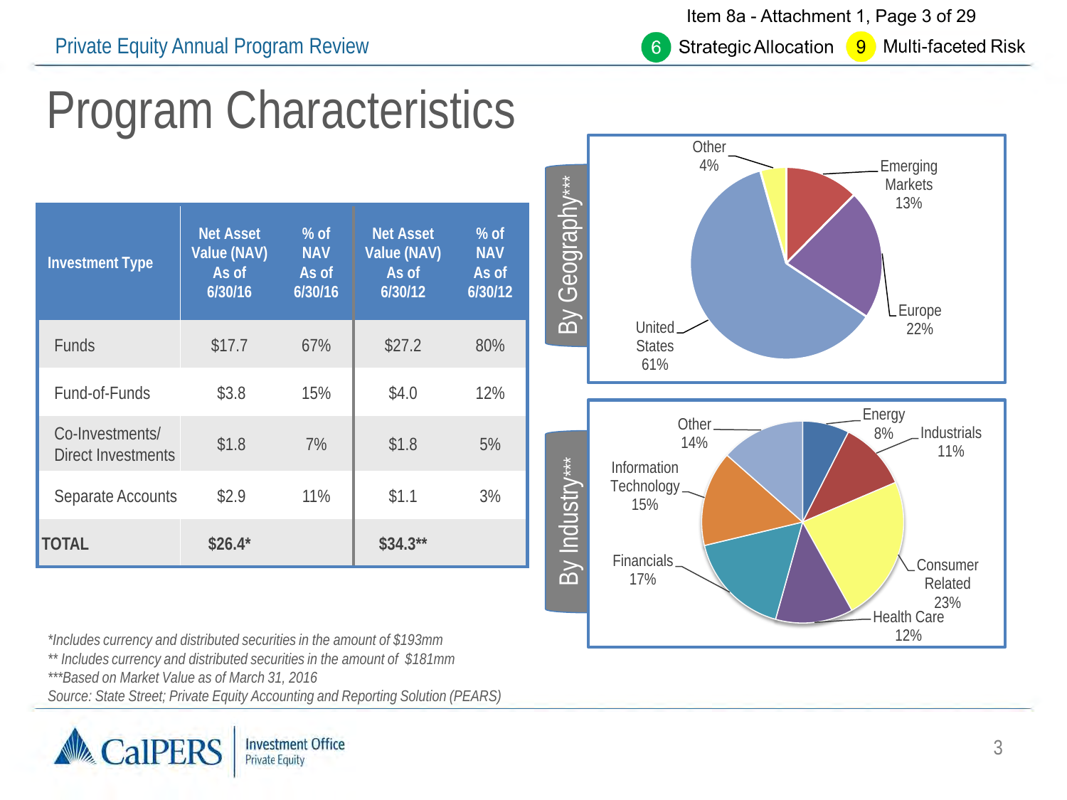Private Equity Annual Program Review

6 Strategic Allocation 9 Multi-faceted Risk

# Program Characteristics

| Investment Type | Net Asset Value (NAV) As of 6/30/16 | % of NAV As of 6/30/16 | Net Asset Value (NAV) As of 6/30/12 | % of NAV As of 6/30/12 |
|---|---|---|---|---|
| Funds | $17.7 | 67% | $27.2 | 80% |
| Fund-of-Funds | $3.8 | 15% | $4.0 | 12% |
| Co-Investments/ Direct Investments | $1.8 | 7% | $1.8 | 5% |
| Separate Accounts | $2.9 | 11% | $1.1 | 3% |
| **TOTAL** | **$26.4*** | | **$34.3**** | |

**By Geography*****

- United States 61%
- Europe 22%
- Emerging Markets 13%
- Other 4%

**By Industry*****

- Consumer Related 23%
- Financials 17%
- Information Technology 15%
- Other 14%
- Health Care 12%
- Industrials 11%
- Energy 8%

*\*Includes currency and distributed securities in the amount of $193mm*

*\*\* Includes currency and distributed securities in the amount of $181mm*

*\*\*\*Based on Market Value as of March 31, 2016*

*Source: State Street; Private Equity Accounting and Reporting Solution (PEARS)*

CalPERS Investment Office Private Equity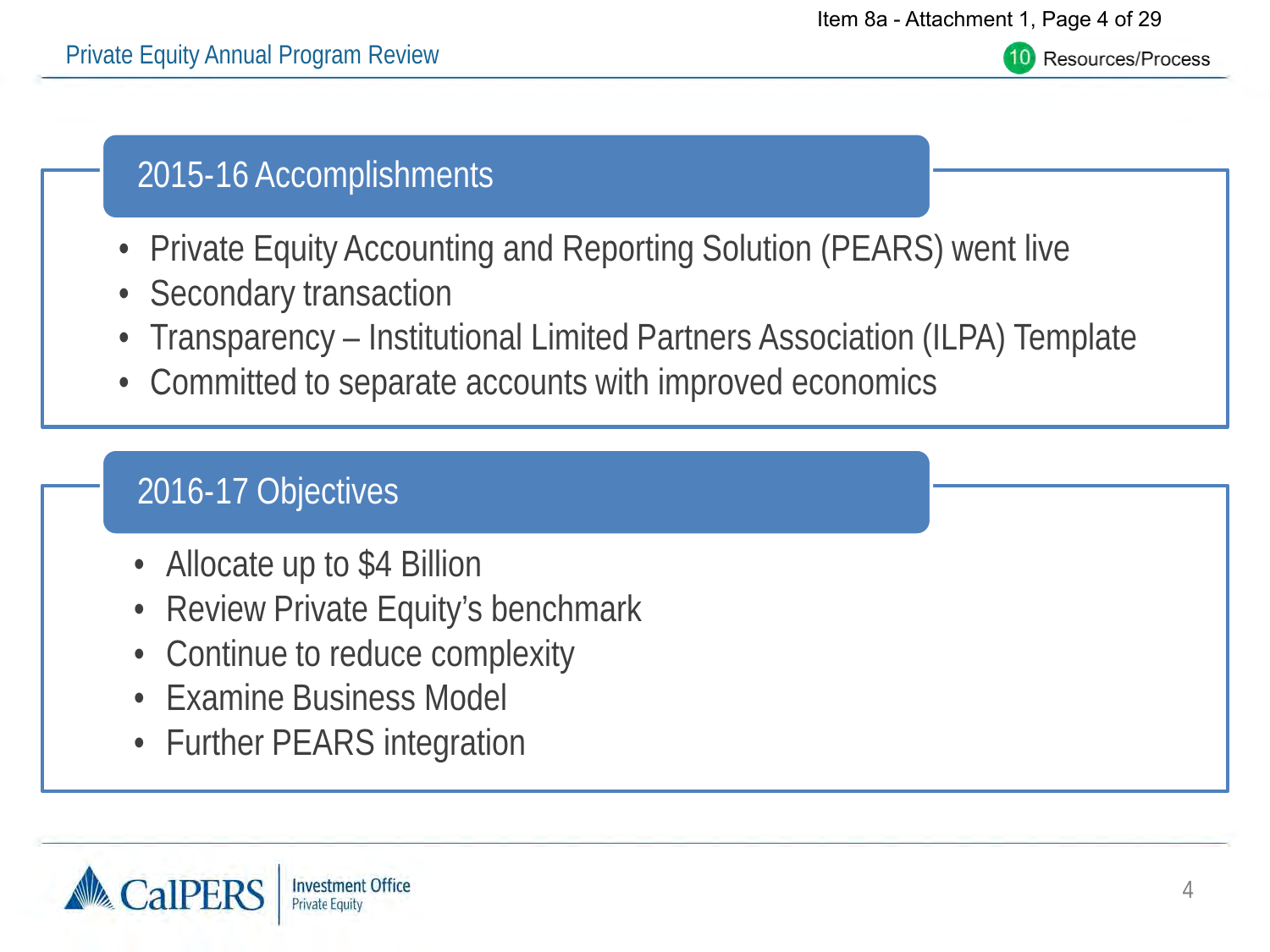## 2015-16 Accomplishments

- Private Equity Accounting and Reporting Solution (PEARS) went live
- Secondary transaction
- Transparency – Institutional Limited Partners Association (ILPA) Template
- Committed to separate accounts with improved economics

## 2016-17 Objectives

- Allocate up to $4 Billion
- Review Private Equity's benchmark
- Continue to reduce complexity
- Examine Business Model
- Further PEARS integration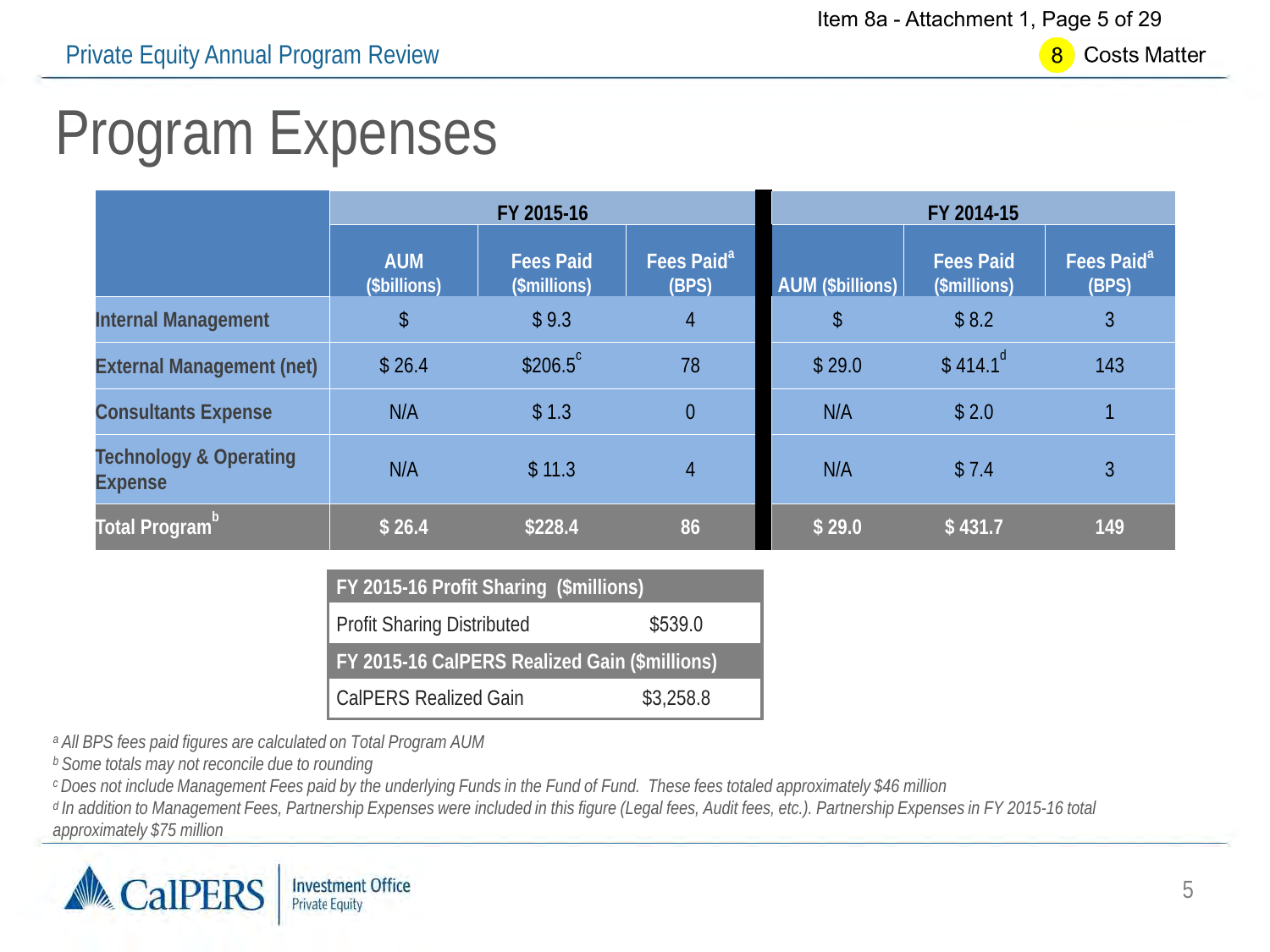# Program Expenses

| | FY 2015-16 | | | FY 2014-15 | | |
|---|---|---|---|---|---|---|
| | AUM ($billions) | Fees Paid ($millions) | Fees Paid[a] (BPS) | AUM ($billions) | Fees Paid ($millions) | Fees Paid[a] (BPS) |
| Internal Management | $ | $ 9.3 | 4 | $ | $ 8.2 | 3 |
| External Management (net) | $ 26.4 | $206.5[c] | 78 | $ 29.0 | $ 414.1[d] | 143 |
| Consultants Expense | N/A | $ 1.3 | 0 | N/A | $ 2.0 | 1 |
| Technology & Operating Expense | N/A | $ 11.3 | 4 | N/A | $ 7.4 | 3 |
| **Total Program[b]** | **$ 26.4** | **$228.4** | **86** | **$ 29.0** | **$ 431.7** | **149** |

| FY 2015-16 Profit Sharing ($millions) | |
|---|---|
| Profit Sharing Distributed | $539.0 |
| **FY 2015-16 CalPERS Realized Gain ($millions)** | |
| CalPERS Realized Gain | $3,258.8 |

*[a] All BPS fees paid figures are calculated on Total Program AUM*

*[b] Some totals may not reconcile due to rounding*

*[c] Does not include Management Fees paid by the underlying Funds in the Fund of Fund. These fees totaled approximately $46 million*

*[d] In addition to Management Fees, Partnership Expenses were included in this figure (Legal fees, Audit fees, etc.). Partnership Expenses in FY 2015-16 total approximately $75 million*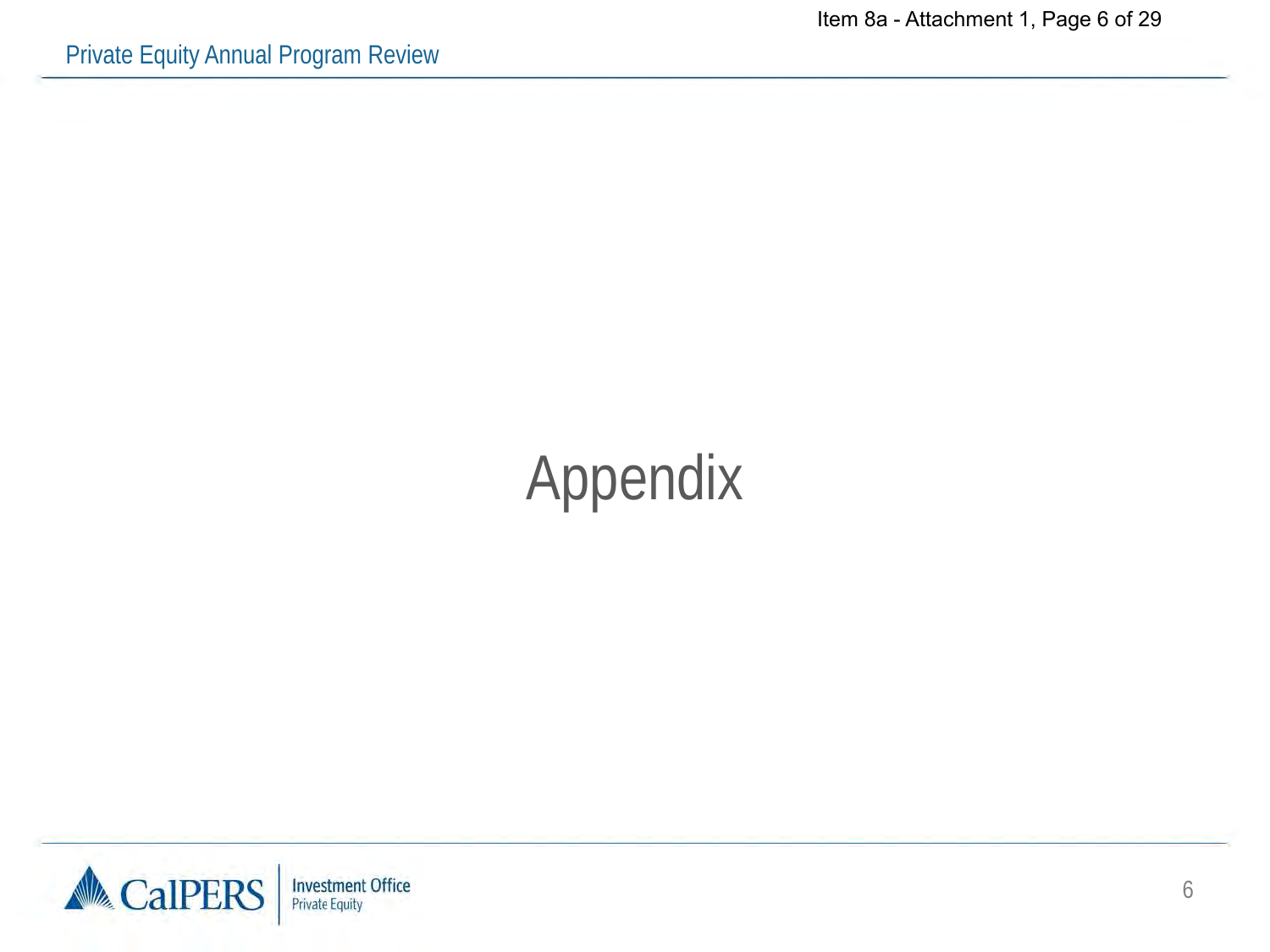# Appendix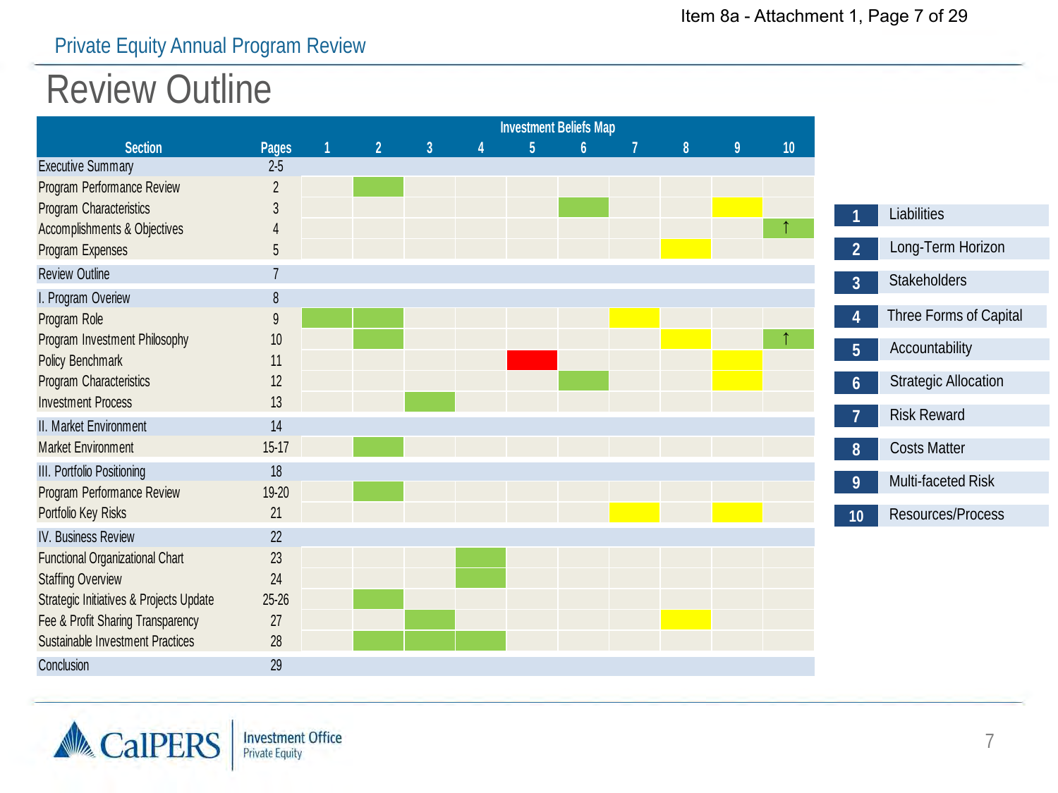Private Equity Annual Program Review

# Review Outline

| Section | Pages | Investment Beliefs Map 1 | 2 | 3 | 4 | 5 | 6 | 7 | 8 | 9 | 10 |
|---|---|---|---|---|---|---|---|---|---|---|---|
| Executive Summary | 2-5 | | | | | | | | | | |
| Program Performance Review | 2 | | Green | | | | | | | | |
| Program Characteristics | 3 | | | | | | Green | | | Yellow | |
| Accomplishments & Objectives | 4 | | | | | | | | | | Green ↑ |
| Program Expenses | 5 | | | | | | | | Yellow | | |
| Review Outline | 7 | | | | | | | | | | |
| I. Program Overview | 8 | | | | | | | | | | |
| Program Role | 9 | Green | Green | | | | | Yellow | | | |
| Program Investment Philosophy | 10 | | Green | | | | | | Yellow | | Green ↑ |
| Policy Benchmark | 11 | | | | | Red | | | | Yellow | |
| Program Characteristics | 12 | | | | | | Green | | | Yellow | |
| Investment Process | 13 | | | Green | | | | | | | |
| II. Market Environment | 14 | | | | | | | | | | |
| Market Environment | 15-17 | | Green | | | | | | | | |
| III. Portfolio Positioning | 18 | | | | | | | | | | |
| Program Performance Review | 19-20 | | Green | | | | | | | | |
| Portfolio Key Risks | 21 | | | | | | | Yellow | | Yellow | |
| IV. Business Review | 22 | | | | | | | | | | |
| Functional Organizational Chart | 23 | | | | Green | | | | | | |
| Staffing Overview | 24 | | | | Green | | | | | | |
| Strategic Initiatives & Projects Update | 25-26 | | Green | | | | | | | | |
| Fee & Profit Sharing Transparency | 27 | | | Green | | | | | Yellow | | |
| Sustainable Investment Practices | 28 | | Green | Green | Green | | | | | | |
| Conclusion | 29 | | | | | | | | | | |

| # | Investment Belief |
|---|---|
| 1 | Liabilities |
| 2 | Long-Term Horizon |
| 3 | Stakeholders |
| 4 | Three Forms of Capital |
| 5 | Accountability |
| 6 | Strategic Allocation |
| 7 | Risk Reward |
| 8 | Costs Matter |
| 9 | Multi-faceted Risk |
| 10 | Resources/Process |

CalPERS Investment Office Private Equity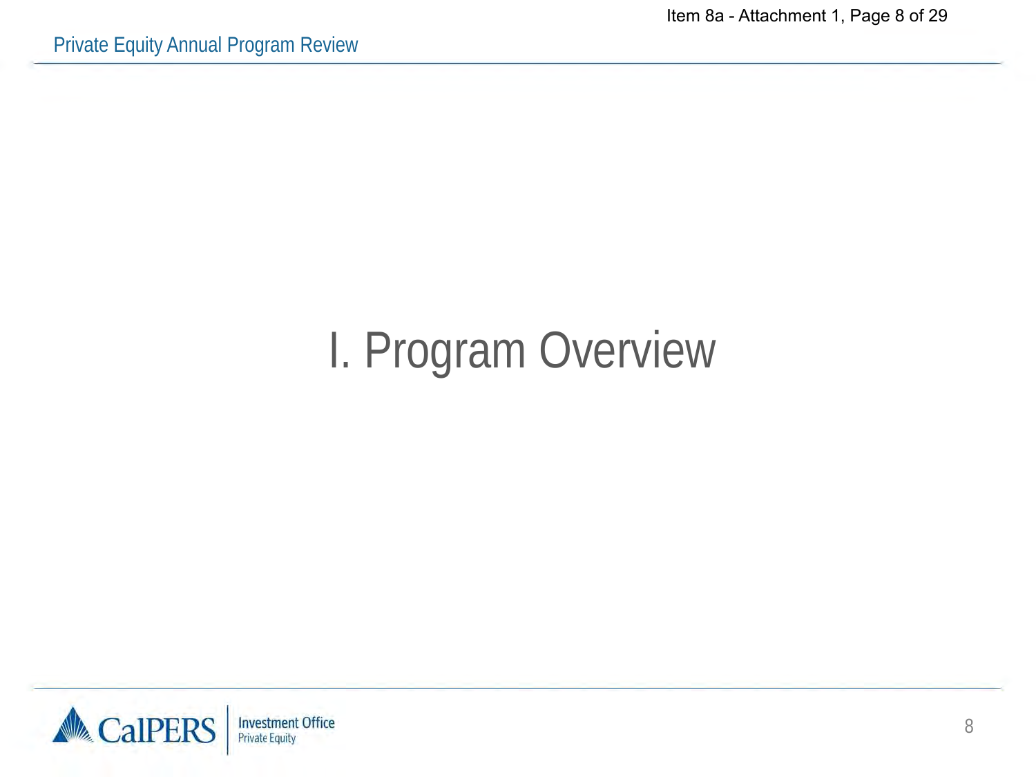# I. Program Overview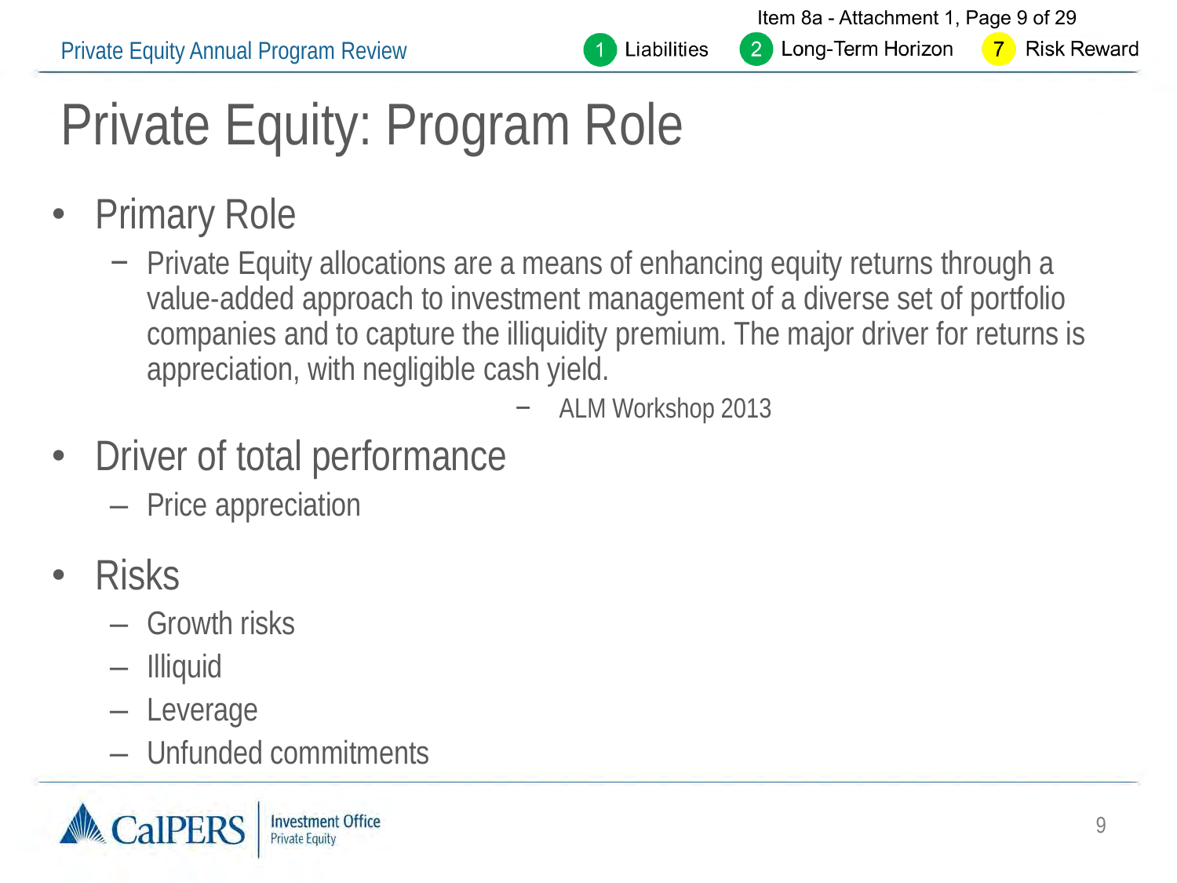# Private Equity: Program Role

- Primary Role
  - Private Equity allocations are a means of enhancing equity returns through a value-added approach to investment management of a diverse set of portfolio companies and to capture the illiquidity premium. The major driver for returns is appreciation, with negligible cash yield.

    − ALM Workshop 2013

- Driver of total performance
  - Price appreciation

- Risks
  - Growth risks
  - Illiquid
  - Leverage
  - Unfunded commitments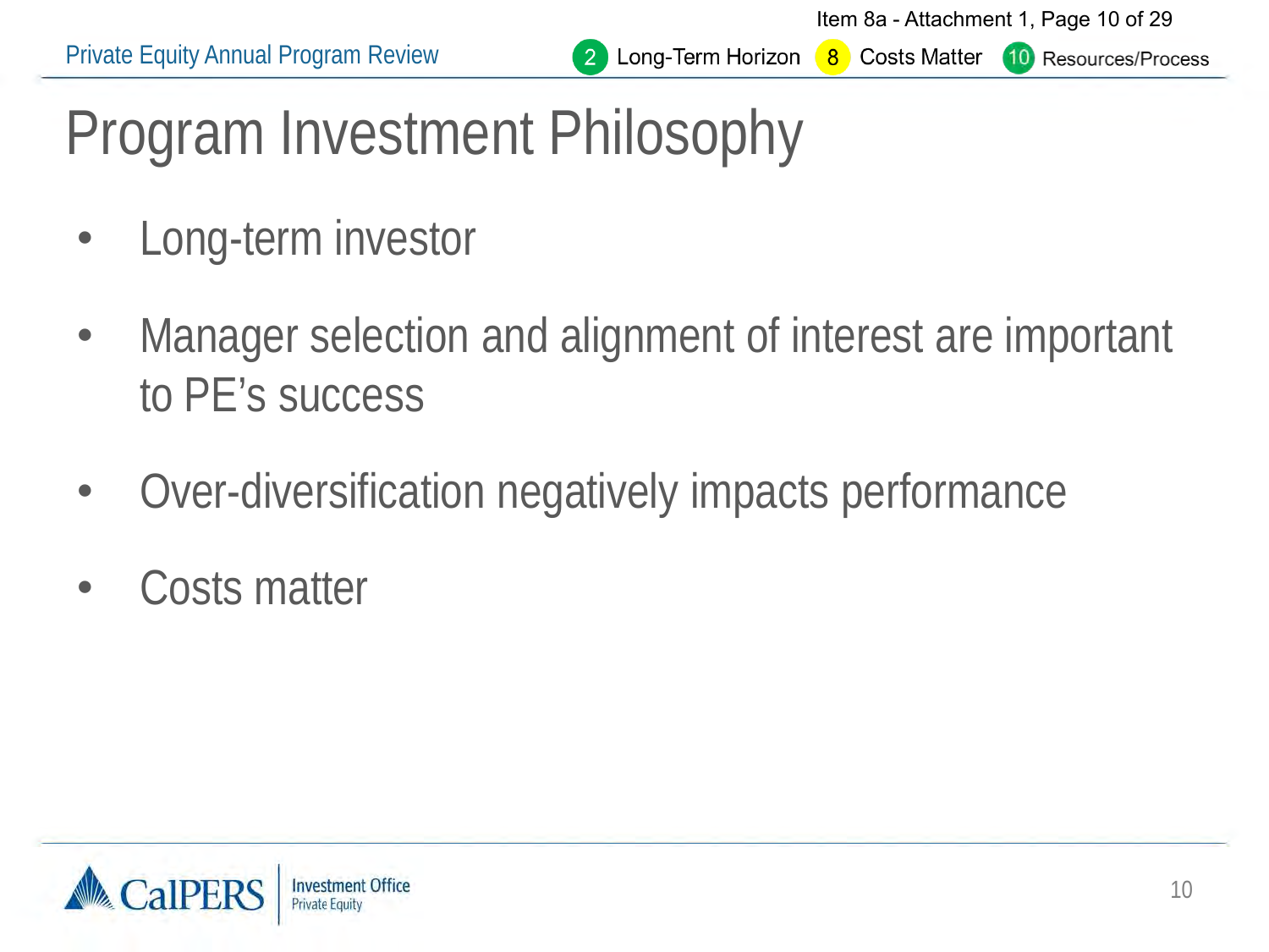# Program Investment Philosophy

- Long-term investor
- Manager selection and alignment of interest are important to PE's success
- Over-diversification negatively impacts performance
- Costs matter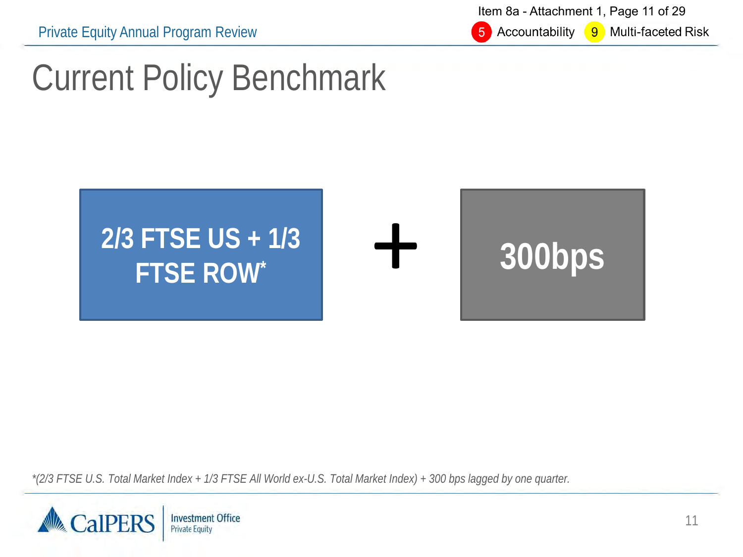# Current Policy Benchmark

**2/3 FTSE US + 1/3 FTSE ROW***

**+**

**300bps**

*\*(2/3 FTSE U.S. Total Market Index + 1/3 FTSE All World ex-U.S. Total Market Index) + 300 bps lagged by one quarter.*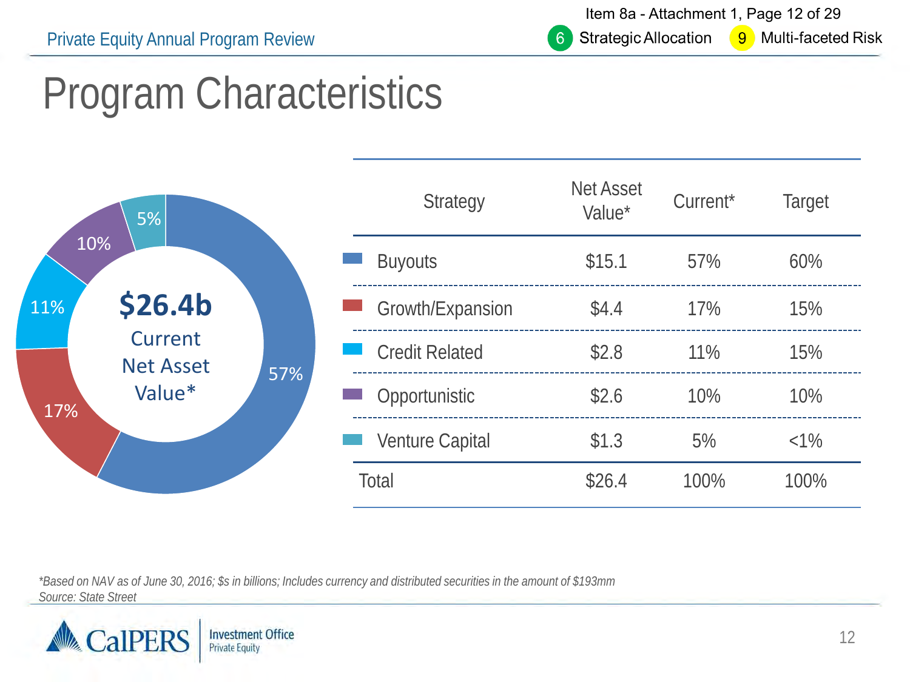# Program Characteristics

$26.4b Current Net Asset Value*

| Strategy | Net Asset Value* | Current* | Target |
|---|---|---|---|
| Buyouts | $15.1 | 57% | 60% |
| Growth/Expansion | $4.4 | 17% | 15% |
| Credit Related | $2.8 | 11% | 15% |
| Opportunistic | $2.6 | 10% | 10% |
| Venture Capital | $1.3 | 5% | <1% |
| Total | $26.4 | 100% | 100% |

*\*Based on NAV as of June 30, 2016; $s in billions; Includes currency and distributed securities in the amount of $193mm*
*Source: State Street*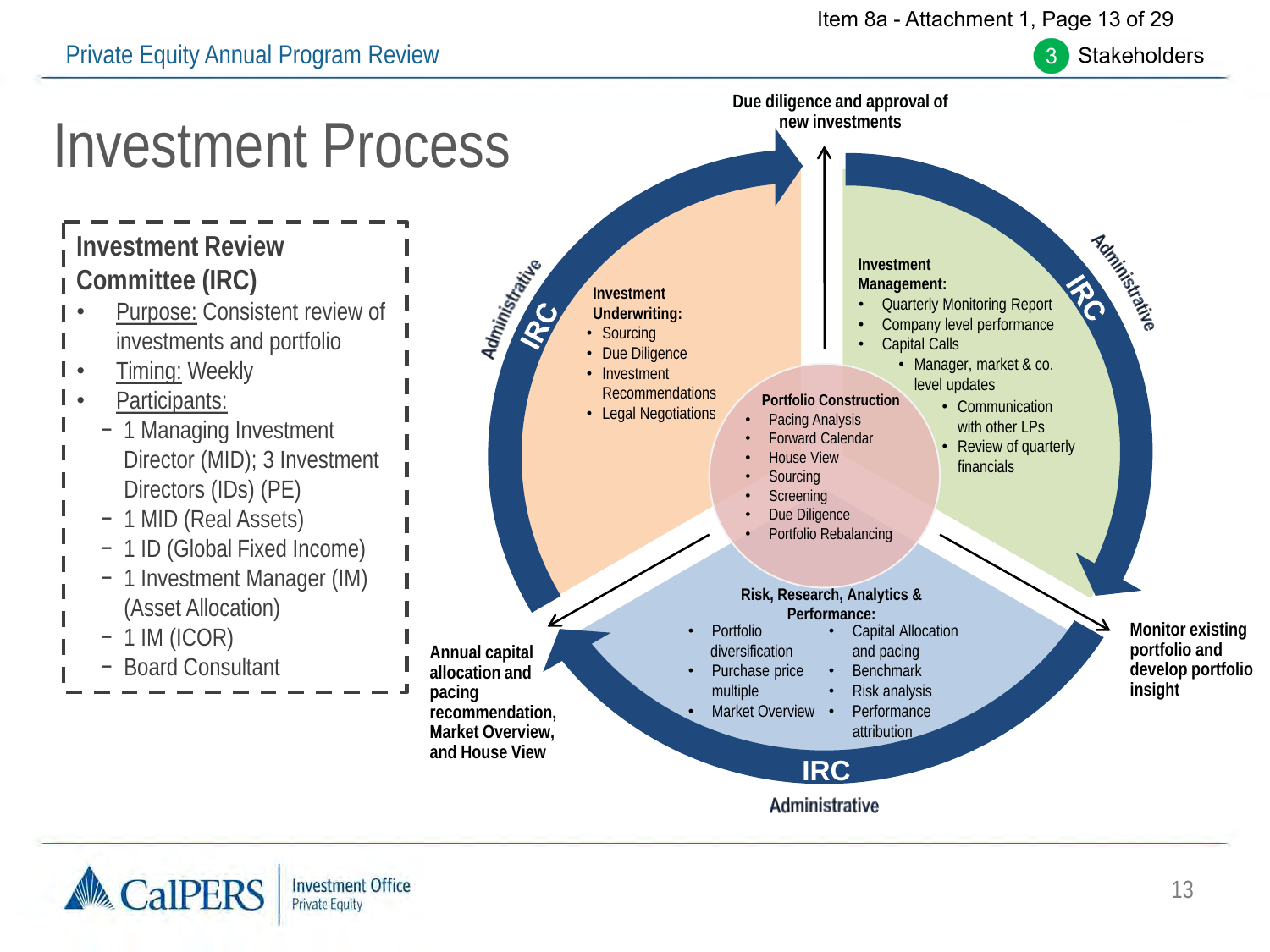# Investment Process

**Investment Review Committee (IRC)**

- Purpose: Consistent review of investments and portfolio
- Timing: Weekly
- Participants:
  - 1 Managing Investment Director (MID); 3 Investment Directors (IDs) (PE)
  - 1 MID (Real Assets)
  - 1 ID (Global Fixed Income)
  - 1 Investment Manager (IM) (Asset Allocation)
  - 1 IM (ICOR)
  - Board Consultant

**Due diligence and approval of new investments**

**Investment Underwriting:**

- Sourcing
- Due Diligence
- Investment Recommendations
- Legal Negotiations

**Investment Management:**

- Quarterly Monitoring Report
- Company level performance
- Capital Calls
  - Manager, market & co. level updates
  - Communication with other LPs
  - Review of quarterly financials

**Portfolio Construction**

- Pacing Analysis
- Forward Calendar
- House View
- Sourcing
- Screening
- Due Diligence
- Portfolio Rebalancing

**Risk, Research, Analytics & Performance:**

- Portfolio diversification
- Purchase price multiple
- Market Overview
- Capital Allocation and pacing
- Benchmark
- Risk analysis
- Performance attribution

**Annual capital allocation and pacing recommendation, Market Overview, and House View**

**Monitor existing portfolio and develop portfolio insight**

IRC Administrative

IRC Administrative

IRC Administrative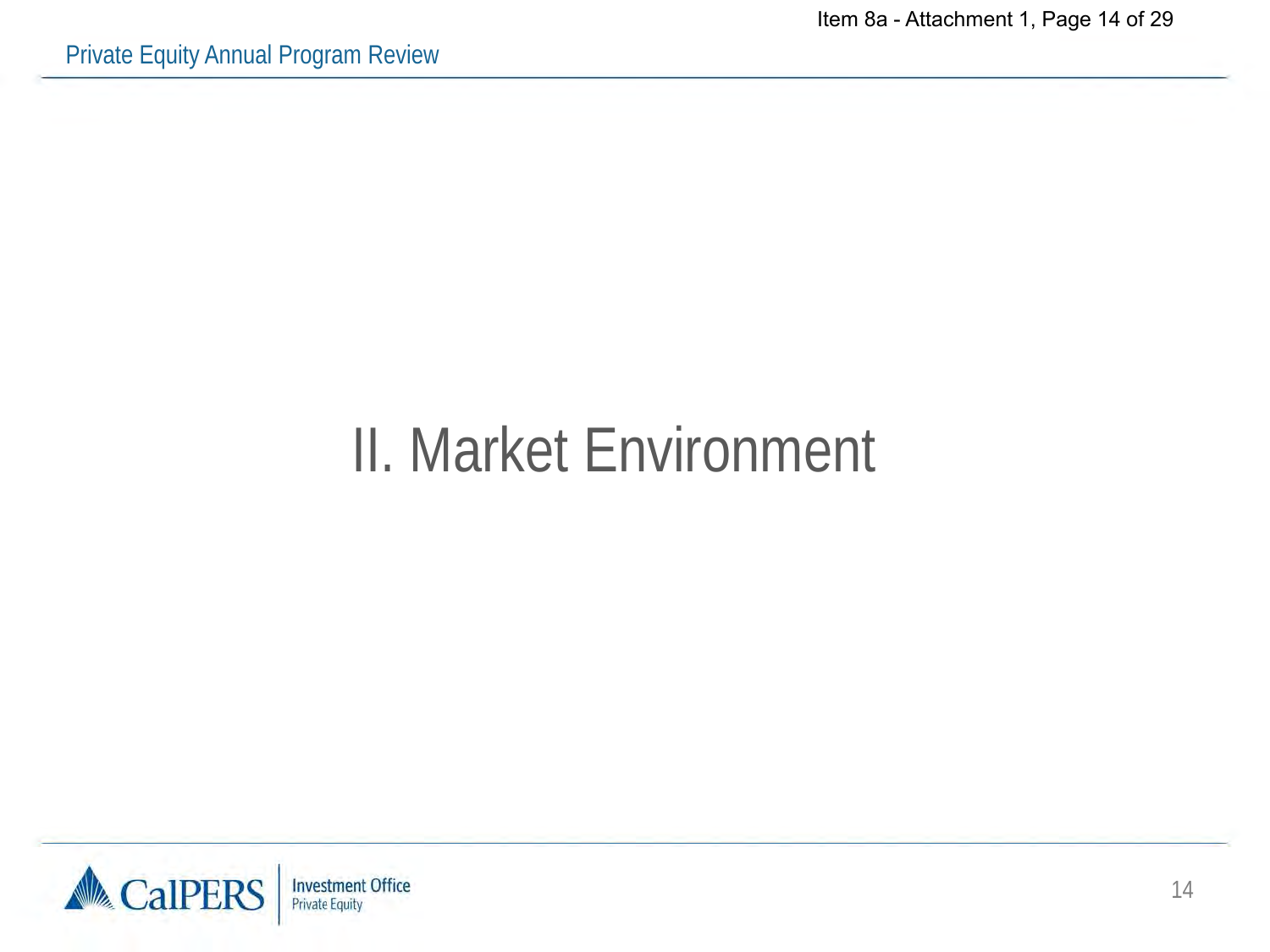# II. Market Environment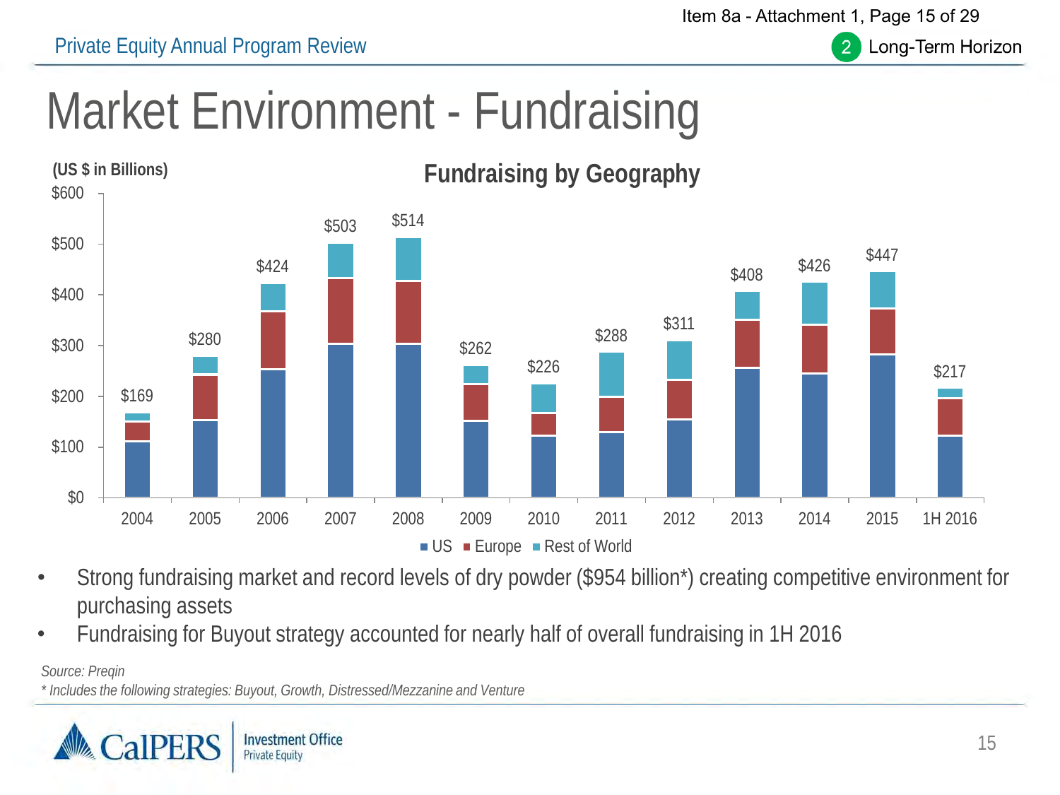# Market Environment - Fundraising

## Fundraising by Geography

(US $ in Billions)

| Year | Total |
|---|---|
| 2004 | $169 |
| 2005 | $280 |
| 2006 | $424 |
| 2007 | $503 |
| 2008 | $514 |
| 2009 | $262 |
| 2010 | $226 |
| 2011 | $288 |
| 2012 | $311 |
| 2013 | $408 |
| 2014 | $426 |
| 2015 | $447 |
| 1H 2016 | $217 |

US ■ Europe ■ Rest of World

- Strong fundraising market and record levels of dry powder ($954 billion*) creating competitive environment for purchasing assets
- Fundraising for Buyout strategy accounted for nearly half of overall fundraising in 1H 2016

*Source: Preqin*

*\* Includes the following strategies: Buyout, Growth, Distressed/Mezzanine and Venture*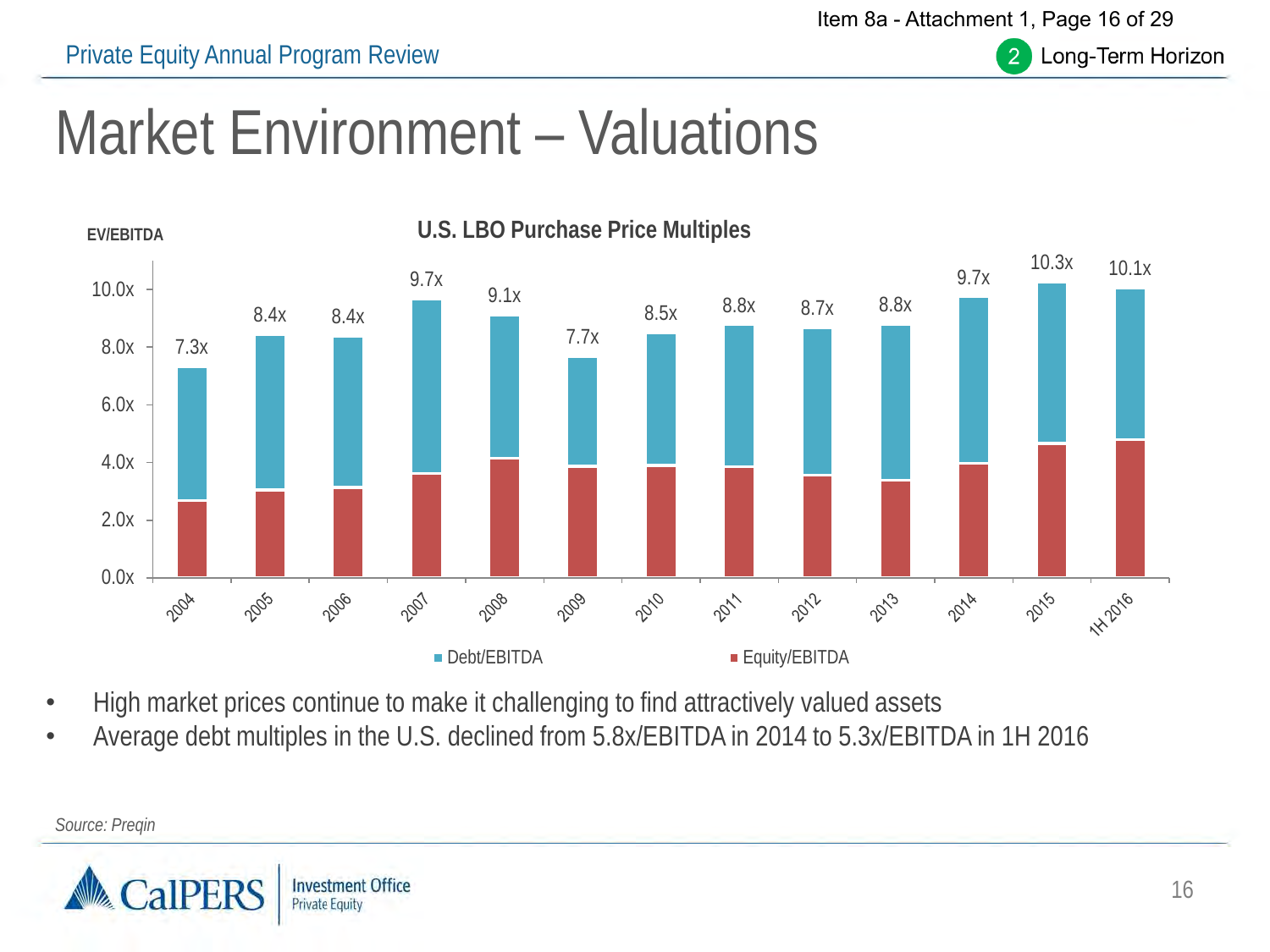# Market Environment – Valuations

**U.S. LBO Purchase Price Multiples**

EV/EBITDA

| Year | Total (EV/EBITDA) |
|---|---|
| 2004 | 7.3x |
| 2005 | 8.4x |
| 2006 | 8.4x |
| 2007 | 9.7x |
| 2008 | 9.1x |
| 2009 | 7.7x |
| 2010 | 8.5x |
| 2011 | 8.8x |
| 2012 | 8.7x |
| 2013 | 8.8x |
| 2014 | 9.7x |
| 2015 | 10.3x |
| 1H 2016 | 10.1x |

Debt/EBITDA ■ Equity/EBITDA ■

- High market prices continue to make it challenging to find attractively valued assets
- Average debt multiples in the U.S. declined from 5.8x/EBITDA in 2014 to 5.3x/EBITDA in 1H 2016

*Source: Preqin*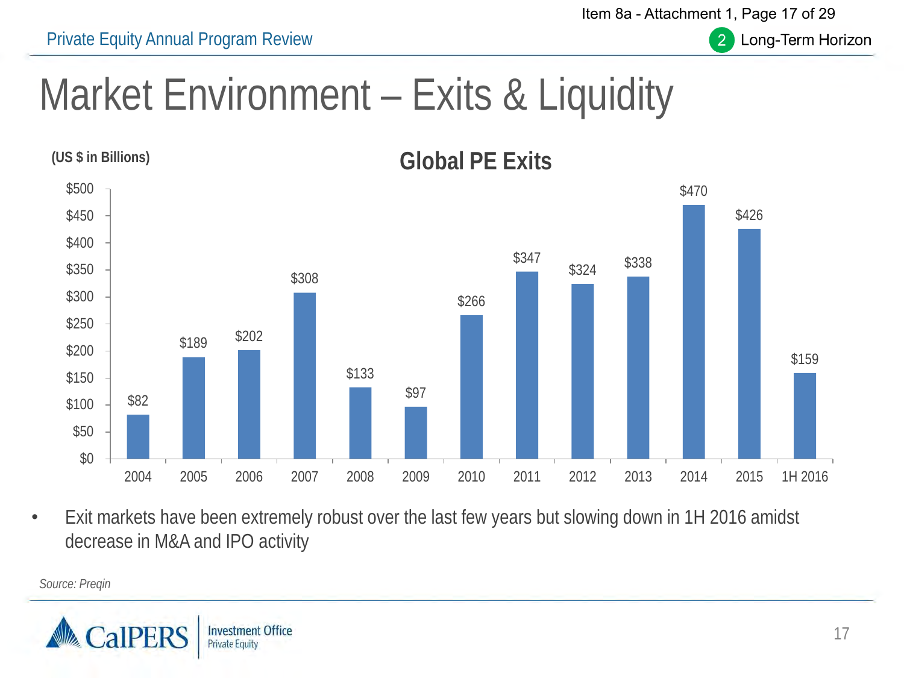# Market Environment – Exits & Liquidity

## Global PE Exits

(US $ in Billions)

| Year | Global PE Exits |
|---|---|
| 2004 | $82 |
| 2005 | $189 |
| 2006 | $202 |
| 2007 | $308 |
| 2008 | $133 |
| 2009 | $97 |
| 2010 | $266 |
| 2011 | $347 |
| 2012 | $324 |
| 2013 | $338 |
| 2014 | $470 |
| 2015 | $426 |
| 1H 2016 | $159 |

- Exit markets have been extremely robust over the last few years but slowing down in 1H 2016 amidst decrease in M&A and IPO activity

*Source: Preqin*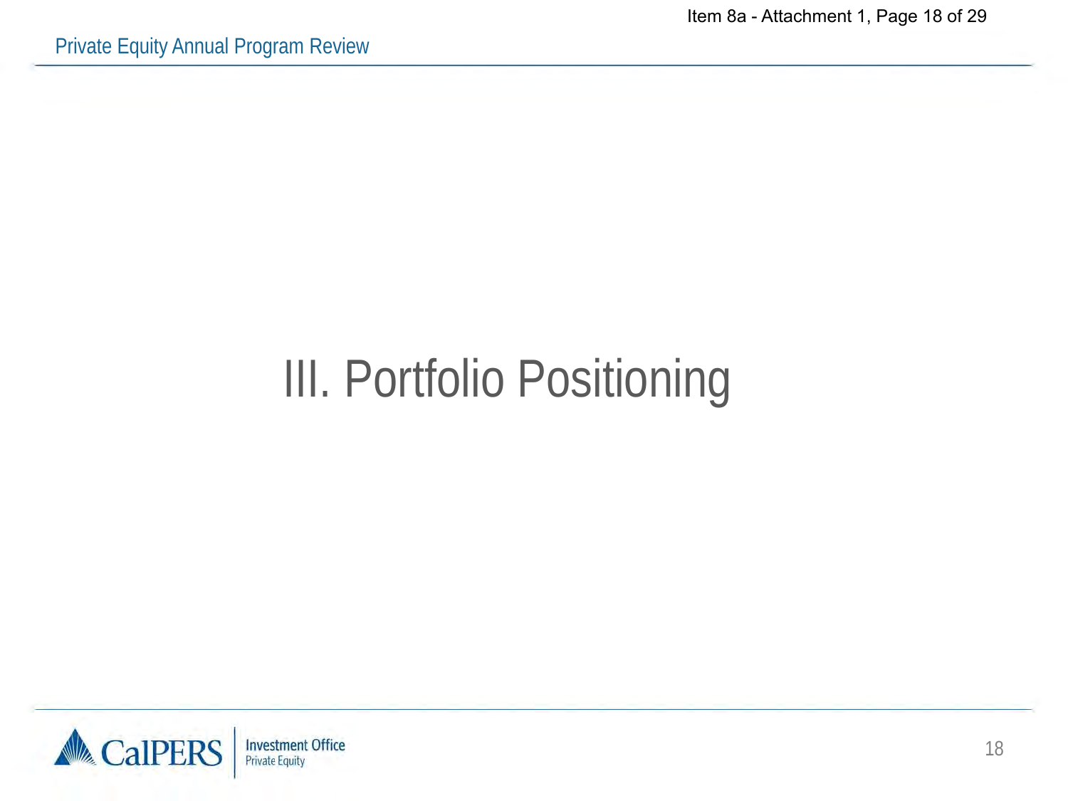# III. Portfolio Positioning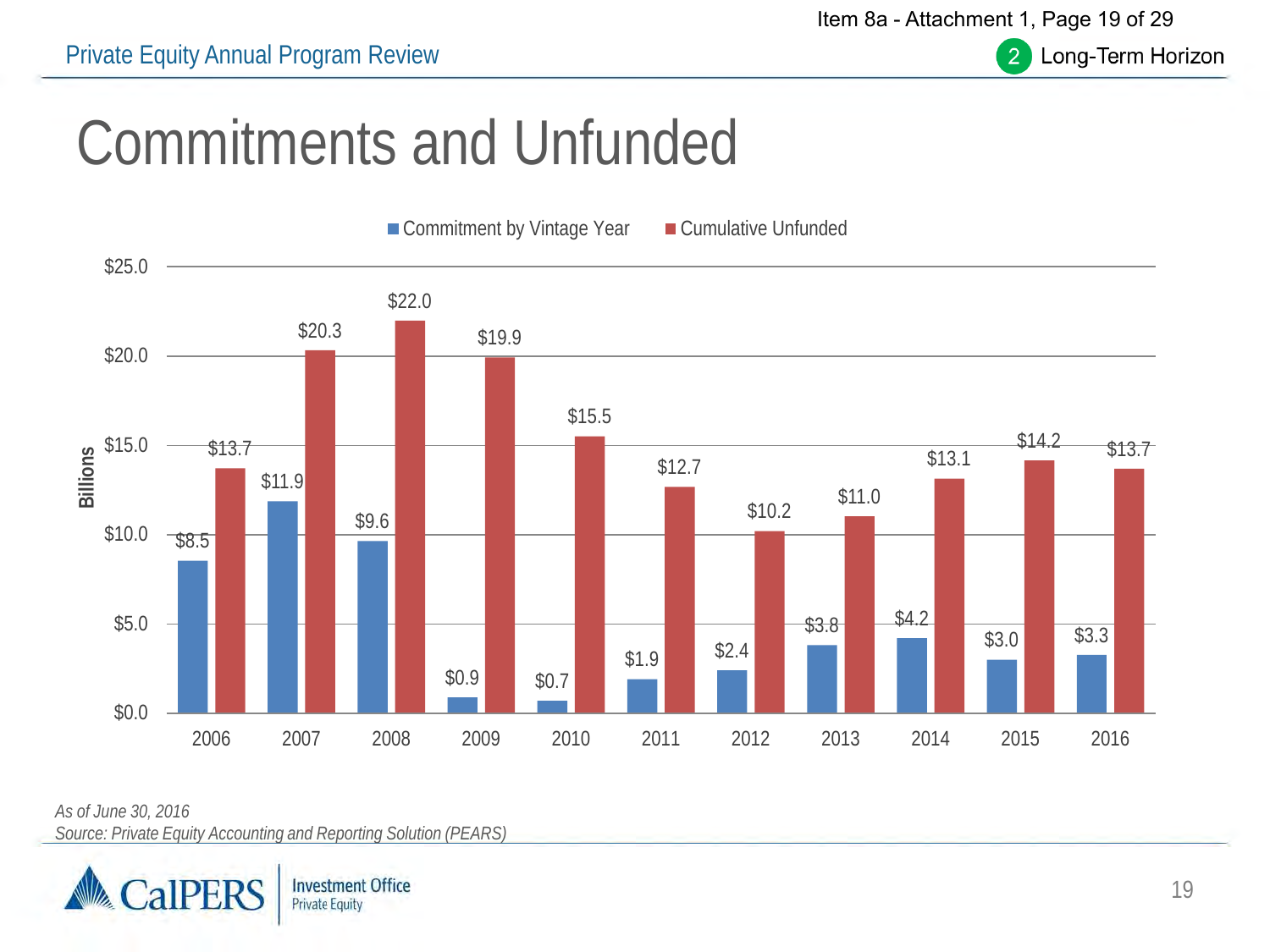# Commitments and Unfunded

| Year | Commitment by Vintage Year (Billions) | Cumulative Unfunded (Billions) |
|---|---|---|
| 2006 | $8.5 | $13.7 |
| 2007 | $11.9 | $20.3 |
| 2008 | $9.6 | $22.0 |
| 2009 | $0.9 | $19.9 |
| 2010 | $0.7 | $15.5 |
| 2011 | $1.9 | $12.7 |
| 2012 | $2.4 | $10.2 |
| 2013 | $3.8 | $11.0 |
| 2014 | $4.2 | $13.1 |
| 2015 | $3.0 | $14.2 |
| 2016 | $3.3 | $13.7 |

*As of June 30, 2016*
*Source: Private Equity Accounting and Reporting Solution (PEARS)*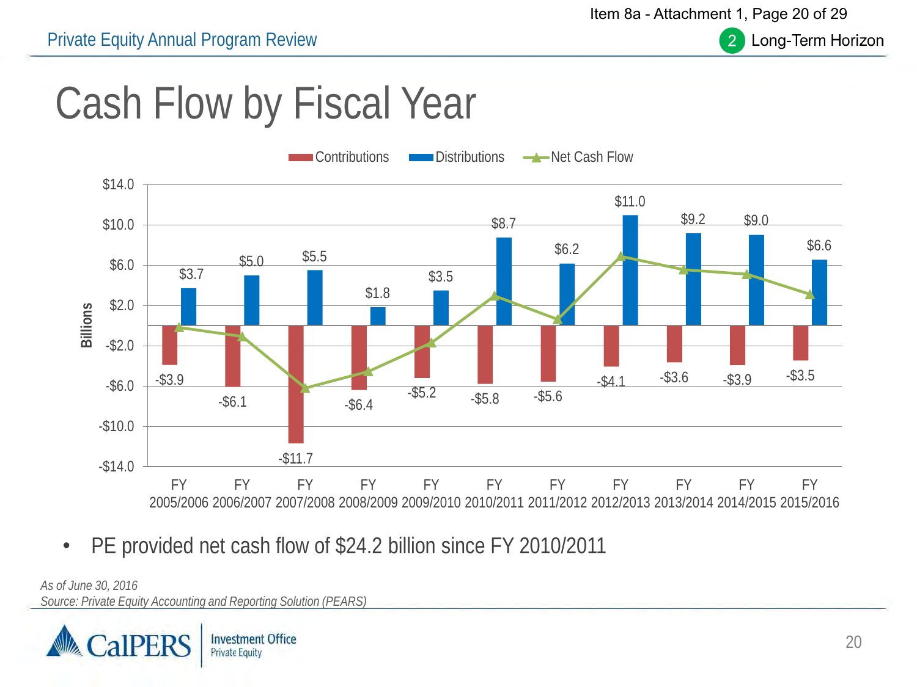Private Equity Annual Program Review

2 Long-Term Horizon

# Cash Flow by Fiscal Year

| Fiscal Year | Contributions (Billions) | Distributions (Billions) |
|---|---|---|
| FY 2005/2006 | -$3.9 | $3.7 |
| FY 2006/2007 | -$6.1 | $5.0 |
| FY 2007/2008 | -$11.7 | $5.5 |
| FY 2008/2009 | -$6.4 | $1.8 |
| FY 2009/2010 | -$5.2 | $3.5 |
| FY 2010/2011 | -$5.8 | $8.7 |
| FY 2011/2012 | -$5.6 | $6.2 |
| FY 2012/2013 | -$4.1 | $11.0 |
| FY 2013/2014 | -$3.6 | $9.2 |
| FY 2014/2015 | -$3.9 | $9.0 |
| FY 2015/2016 | -$3.5 | $6.6 |

- PE provided net cash flow of $24.2 billion since FY 2010/2011

*As of June 30, 2016*
*Source: Private Equity Accounting and Reporting Solution (PEARS)*

CalPERS Investment Office Private Equity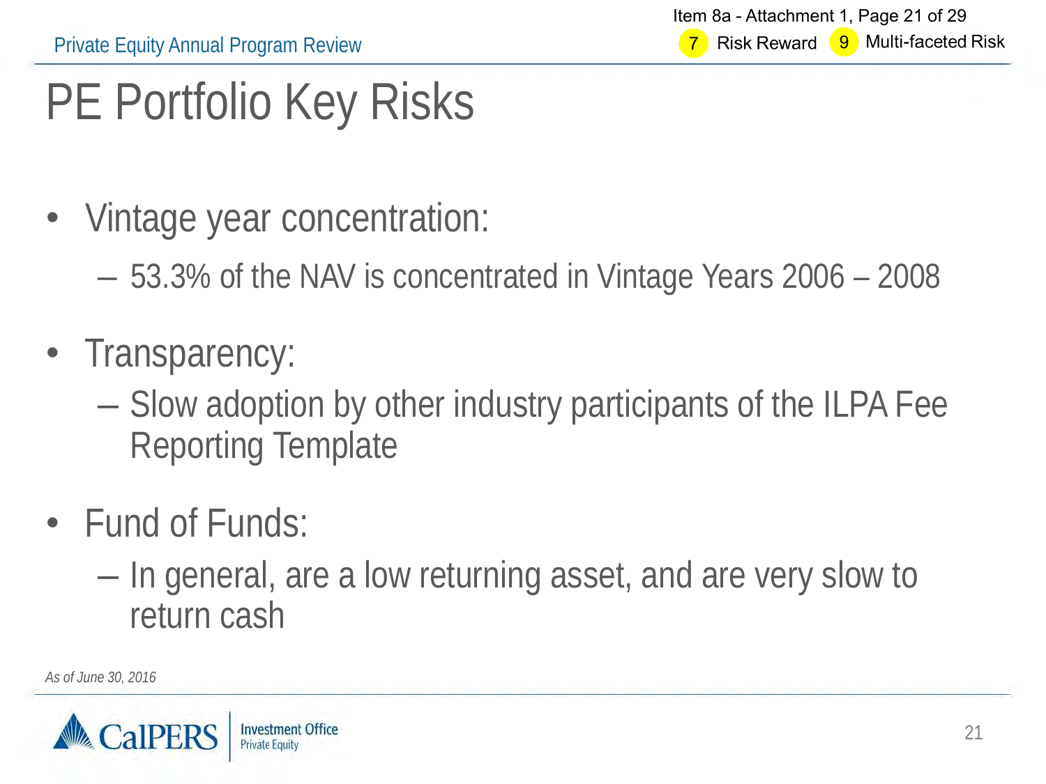# PE Portfolio Key Risks

- Vintage year concentration:
  - 53.3% of the NAV is concentrated in Vintage Years 2006 – 2008
- Transparency:
  - Slow adoption by other industry participants of the ILPA Fee Reporting Template
- Fund of Funds:
  - In general, are a low returning asset, and are very slow to return cash

*As of June 30, 2016*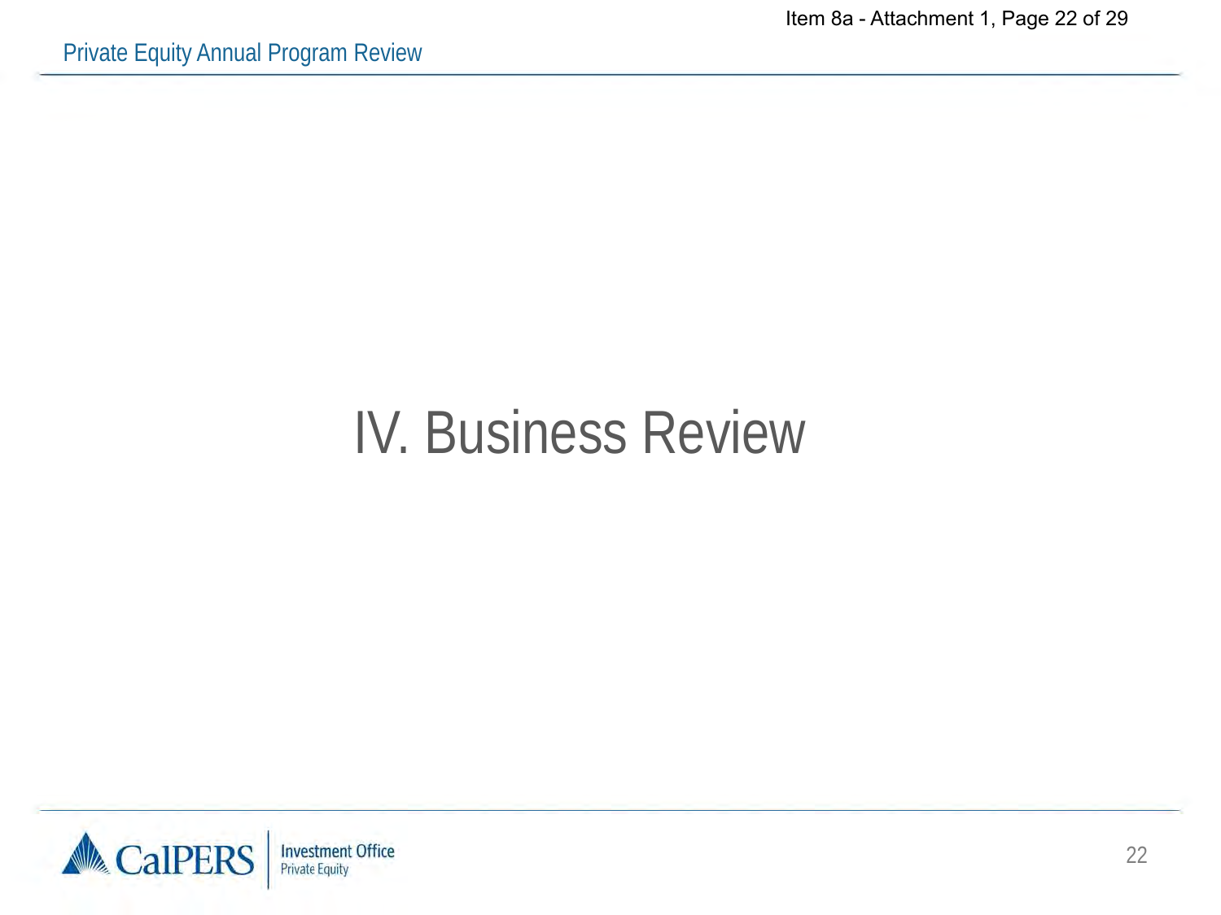# IV. Business Review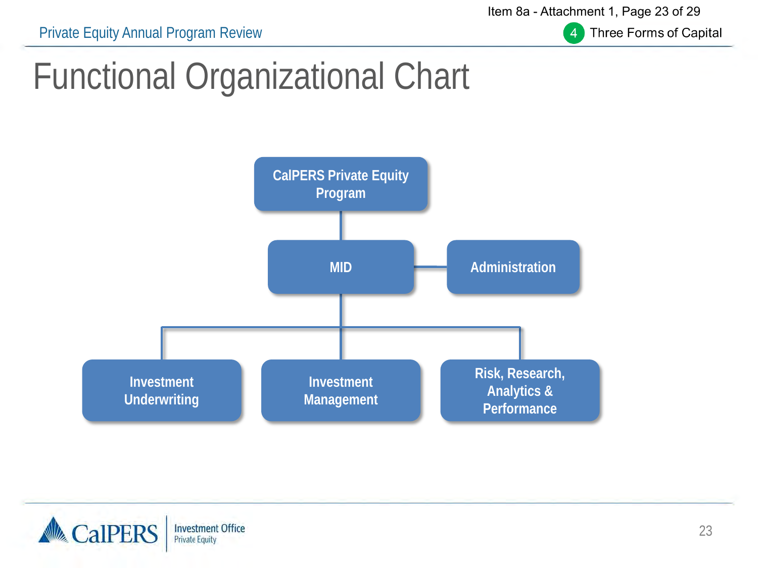# Functional Organizational Chart

- CalPERS Private Equity Program
  - MID
    - Administration
    - Investment Underwriting
    - Investment Management
    - Risk, Research, Analytics & Performance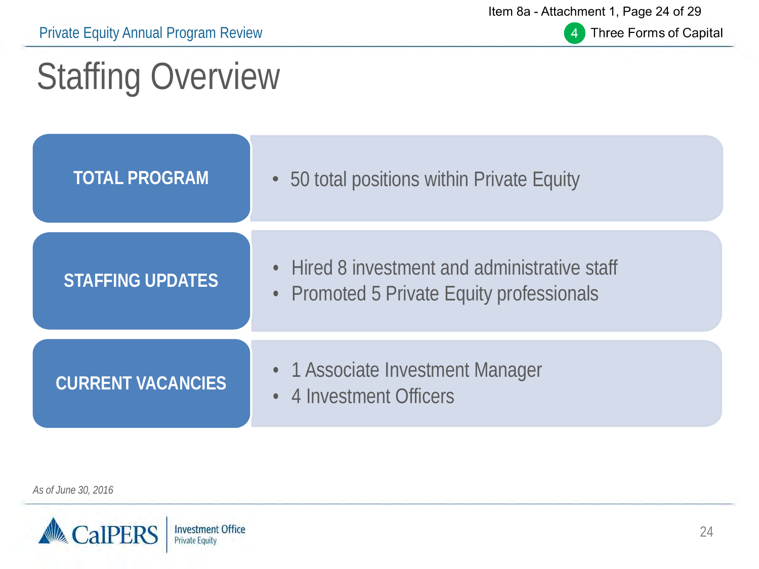# Staffing Overview

| | |
|---|---|
| **TOTAL PROGRAM** | • 50 total positions within Private Equity |
| **STAFFING UPDATES** | • Hired 8 investment and administrative staff<br>• Promoted 5 Private Equity professionals |
| **CURRENT VACANCIES** | • 1 Associate Investment Manager<br>• 4 Investment Officers |

*As of June 30, 2016*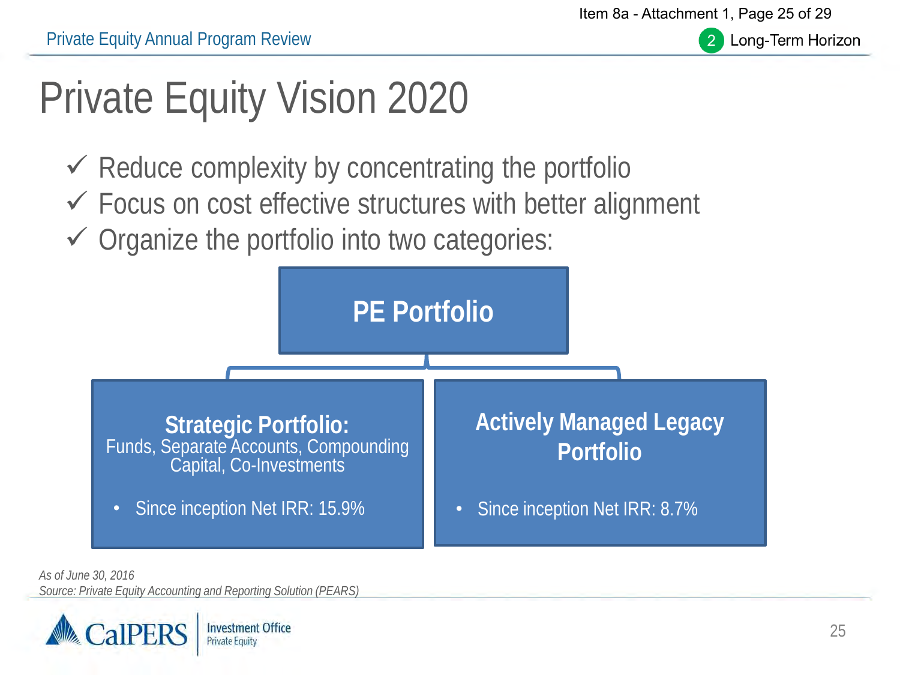# Private Equity Vision 2020

- ✓ Reduce complexity by concentrating the portfolio
- ✓ Focus on cost effective structures with better alignment
- ✓ Organize the portfolio into two categories:

**PE Portfolio**

**Strategic Portfolio:**
Funds, Separate Accounts, Compounding Capital, Co-Investments

- Since inception Net IRR: 15.9%

**Actively Managed Legacy Portfolio**

- Since inception Net IRR: 8.7%

*As of June 30, 2016*
*Source: Private Equity Accounting and Reporting Solution (PEARS)*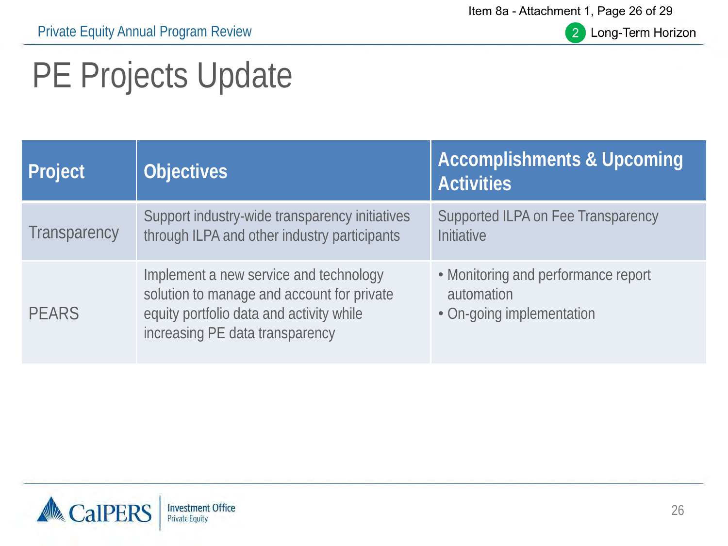# PE Projects Update

| Project | Objectives | Accomplishments & Upcoming Activities |
| --- | --- | --- |
| Transparency | Support industry-wide transparency initiatives through ILPA and other industry participants | Supported ILPA on Fee Transparency Initiative |
| PEARS | Implement a new service and technology solution to manage and account for private equity portfolio data and activity while increasing PE data transparency | • Monitoring and performance report automation<br>• On-going implementation |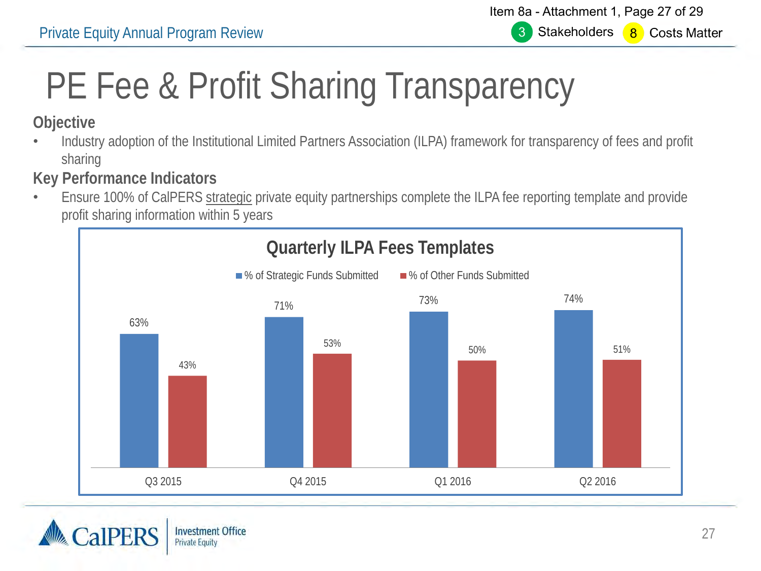# PE Fee & Profit Sharing Transparency

### Objective

- Industry adoption of the Institutional Limited Partners Association (ILPA) framework for transparency of fees and profit sharing

### Key Performance Indicators

- Ensure 100% of CalPERS strategic private equity partnerships complete the ILPA fee reporting template and provide profit sharing information within 5 years

**Quarterly ILPA Fees Templates**

| | % of Strategic Funds Submitted | % of Other Funds Submitted |
|---|---|---|
| Q3 2015 | 63% | 43% |
| Q4 2015 | 71% | 53% |
| Q1 2016 | 73% | 50% |
| Q2 2016 | 74% | 51% |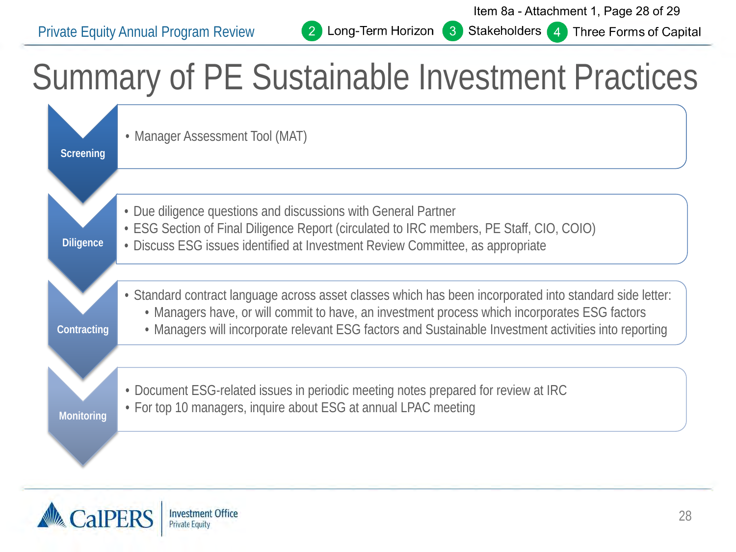Item 8a - Attachment 1, Page 28 of 29

Private Equity Annual Program Review

2 Long-Term Horizon 3 Stakeholders 4 Three Forms of Capital

# Summary of PE Sustainable Investment Practices

**Screening**

- Manager Assessment Tool (MAT)

**Diligence**

- Due diligence questions and discussions with General Partner
- ESG Section of Final Diligence Report (circulated to IRC members, PE Staff, CIO, COIO)
- Discuss ESG issues identified at Investment Review Committee, as appropriate

**Contracting**

- Standard contract language across asset classes which has been incorporated into standard side letter:
  - Managers have, or will commit to have, an investment process which incorporates ESG factors
  - Managers will incorporate relevant ESG factors and Sustainable Investment activities into reporting

**Monitoring**

- Document ESG-related issues in periodic meeting notes prepared for review at IRC
- For top 10 managers, inquire about ESG at annual LPAC meeting

CalPERS | Investment Office Private Equity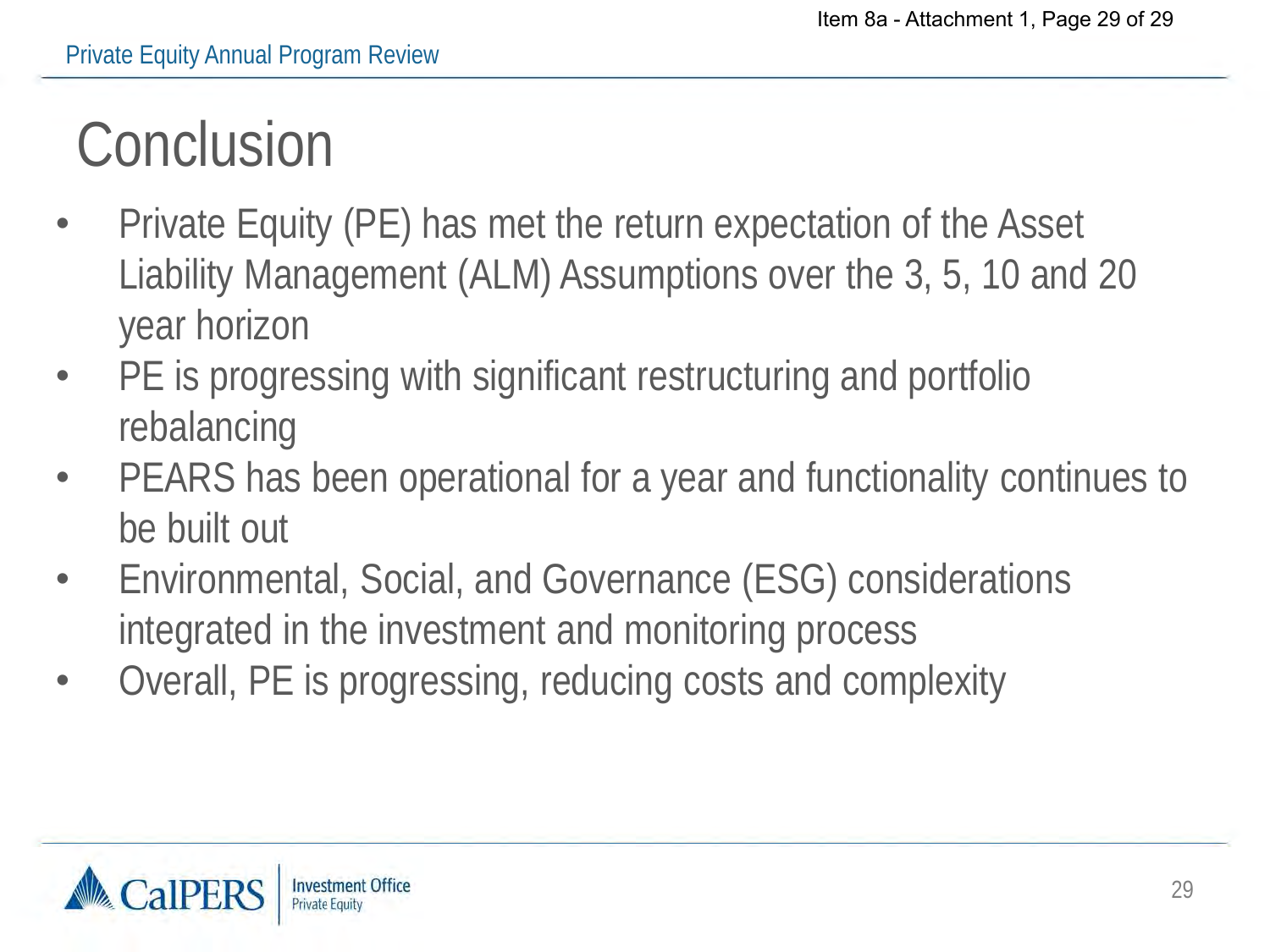# Conclusion

- Private Equity (PE) has met the return expectation of the Asset Liability Management (ALM) Assumptions over the 3, 5, 10 and 20 year horizon
- PE is progressing with significant restructuring and portfolio rebalancing
- PEARS has been operational for a year and functionality continues to be built out
- Environmental, Social, and Governance (ESG) considerations integrated in the investment and monitoring process
- Overall, PE is progressing, reducing costs and complexity